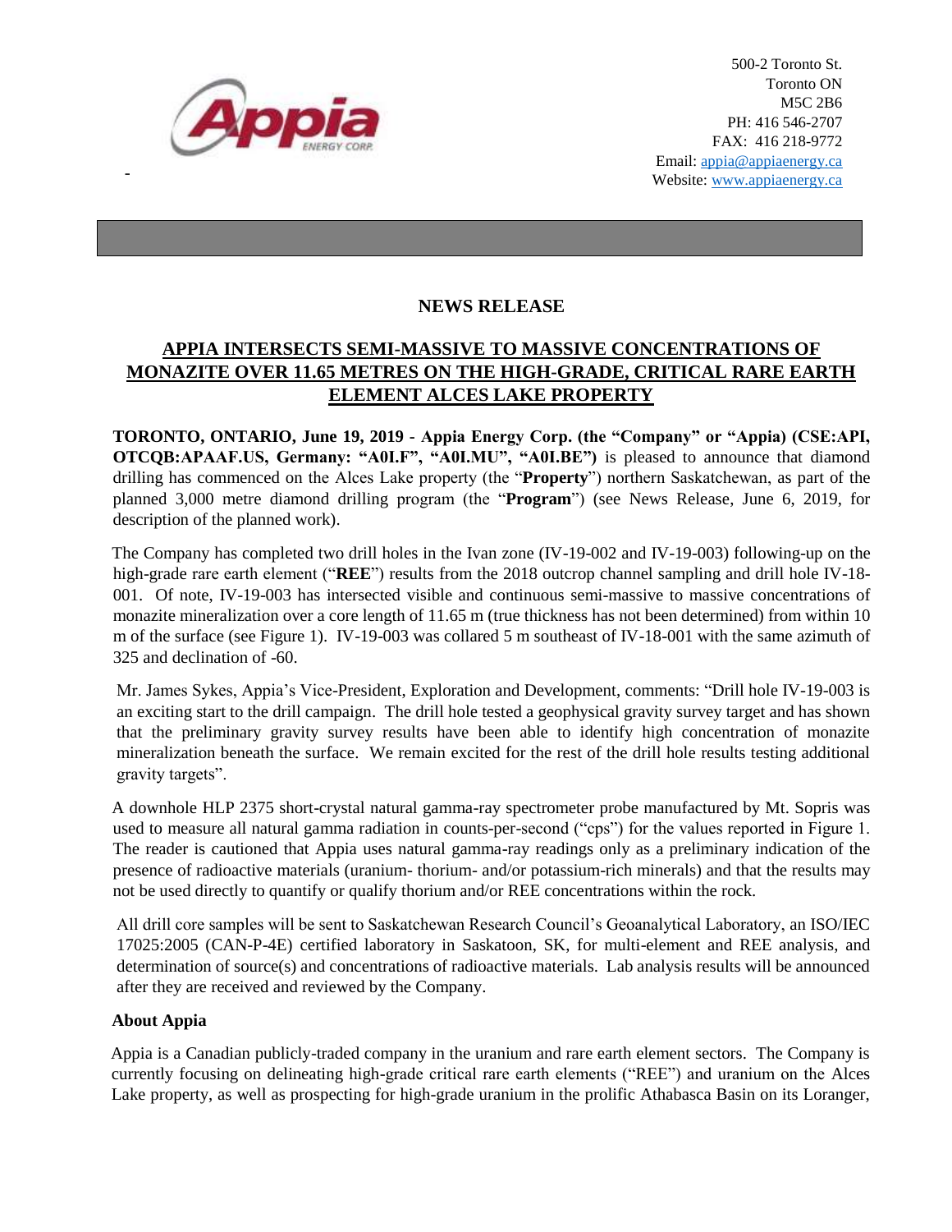500-2 Toronto St.
Toronto ON
M5C 2B6
PH: 416 546-2707
FAX: 416 218-9772
Email: appia@appiaenergy.ca
Website: www.appiaenergy.ca

-

## NEWS RELEASE

## APPIA INTERSECTS SEMI-MASSIVE TO MASSIVE CONCENTRATIONS OF MONAZITE OVER 11.65 METRES ON THE HIGH-GRADE, CRITICAL RARE EARTH ELEMENT ALCES LAKE PROPERTY

**TORONTO, ONTARIO, June 19, 2019 - Appia Energy Corp. (the "Company" or "Appia") (CSE:API, OTCQB:APAAF.US, Germany: "A0I.F", "A0I.MU", "A0I.BE")** is pleased to announce that diamond drilling has commenced on the Alces Lake property (the "**Property**") northern Saskatchewan, as part of the planned 3,000 metre diamond drilling program (the "**Program**") (see News Release, June 6, 2019, for description of the planned work).

The Company has completed two drill holes in the Ivan zone (IV-19-002 and IV-19-003) following-up on the high-grade rare earth element ("**REE**") results from the 2018 outcrop channel sampling and drill hole IV-18-001. Of note, IV-19-003 has intersected visible and continuous semi-massive to massive concentrations of monazite mineralization over a core length of 11.65 m (true thickness has not been determined) from within 10 m of the surface (see Figure 1). IV-19-003 was collared 5 m southeast of IV-18-001 with the same azimuth of 325 and declination of -60.

Mr. James Sykes, Appia's Vice-President, Exploration and Development, comments: "Drill hole IV-19-003 is an exciting start to the drill campaign. The drill hole tested a geophysical gravity survey target and has shown that the preliminary gravity survey results have been able to identify high concentration of monazite mineralization beneath the surface. We remain excited for the rest of the drill hole results testing additional gravity targets".

A downhole HLP 2375 short-crystal natural gamma-ray spectrometer probe manufactured by Mt. Sopris was used to measure all natural gamma radiation in counts-per-second ("cps") for the values reported in Figure 1. The reader is cautioned that Appia uses natural gamma-ray readings only as a preliminary indication of the presence of radioactive materials (uranium- thorium- and/or potassium-rich minerals) and that the results may not be used directly to quantify or qualify thorium and/or REE concentrations within the rock.

All drill core samples will be sent to Saskatchewan Research Council's Geoanalytical Laboratory, an ISO/IEC 17025:2005 (CAN-P-4E) certified laboratory in Saskatoon, SK, for multi-element and REE analysis, and determination of source(s) and concentrations of radioactive materials. Lab analysis results will be announced after they are received and reviewed by the Company.

**About Appia**

Appia is a Canadian publicly-traded company in the uranium and rare earth element sectors. The Company is currently focusing on delineating high-grade critical rare earth elements ("REE") and uranium on the Alces Lake property, as well as prospecting for high-grade uranium in the prolific Athabasca Basin on its Loranger,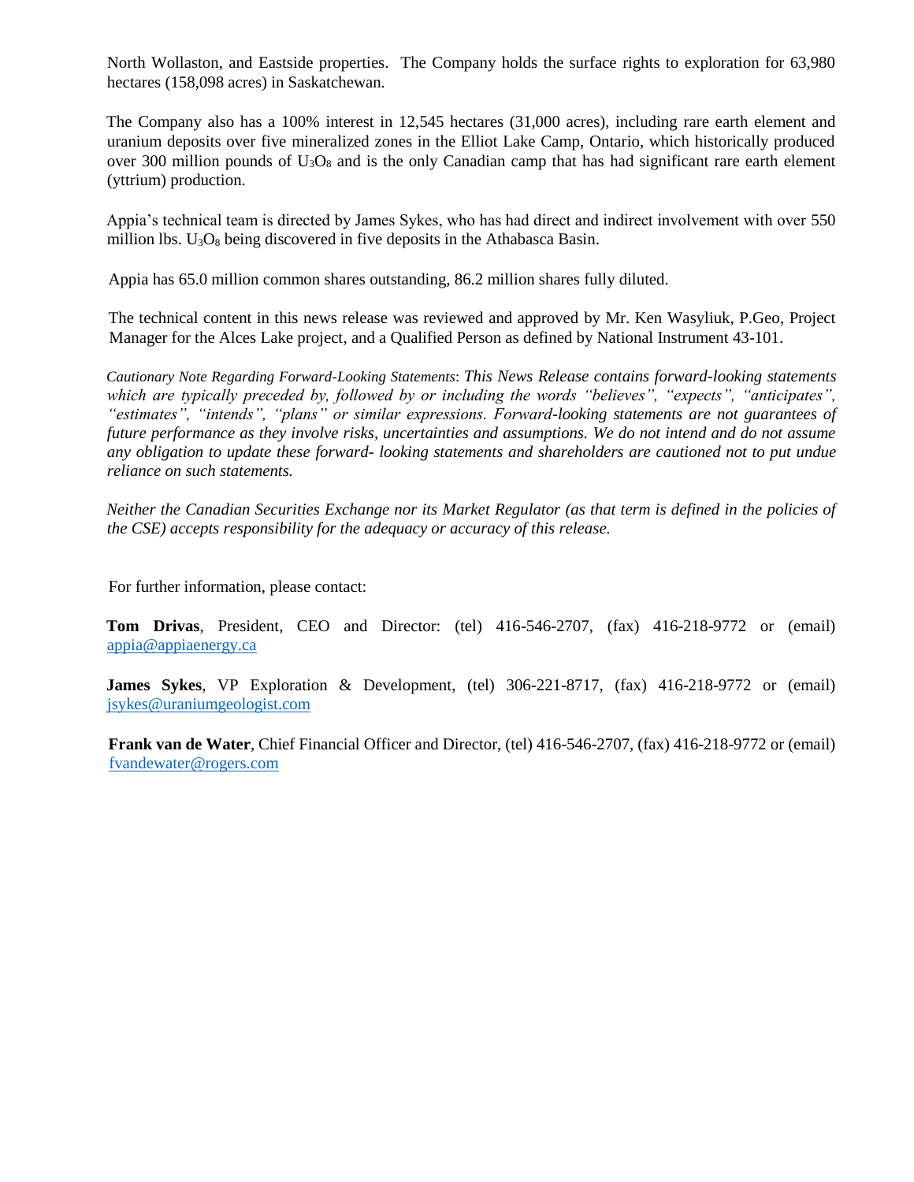North Wollaston, and Eastside properties.  The Company holds the surface rights to exploration for 63,980 hectares (158,098 acres) in Saskatchewan.

The Company also has a 100% interest in 12,545 hectares (31,000 acres), including rare earth element and uranium deposits over five mineralized zones in the Elliot Lake Camp, Ontario, which historically produced over 300 million pounds of $U_3O_8$ and is the only Canadian camp that has had significant rare earth element (yttrium) production.

Appia's technical team is directed by James Sykes, who has had direct and indirect involvement with over 550 million lbs. $U_3O_8$ being discovered in five deposits in the Athabasca Basin.

Appia has 65.0 million common shares outstanding, 86.2 million shares fully diluted.

The technical content in this news release was reviewed and approved by Mr. Ken Wasyliuk, P.Geo, Project Manager for the Alces Lake project, and a Qualified Person as defined by National Instrument 43-101.

*Cautionary Note Regarding Forward-Looking Statements: This News Release contains forward-looking statements which are typically preceded by, followed by or including the words "believes", "expects", "anticipates", "estimates", "intends", "plans" or similar expressions. Forward-looking statements are not guarantees of future performance as they involve risks, uncertainties and assumptions. We do not intend and do not assume any obligation to update these forward- looking statements and shareholders are cautioned not to put undue reliance on such statements.*

*Neither the Canadian Securities Exchange nor its Market Regulator (as that term is defined in the policies of the CSE) accepts responsibility for the adequacy or accuracy of this release.*

For further information, please contact:

**Tom Drivas**, President, CEO and Director: (tel) 416-546-2707, (fax) 416-218-9772 or (email) appia@appiaenergy.ca

**James Sykes**, VP Exploration & Development, (tel) 306-221-8717, (fax) 416-218-9772 or (email) jsykes@uraniumgeologist.com

**Frank van de Water**, Chief Financial Officer and Director, (tel) 416-546-2707, (fax) 416-218-9772 or (email) fvandewater@rogers.com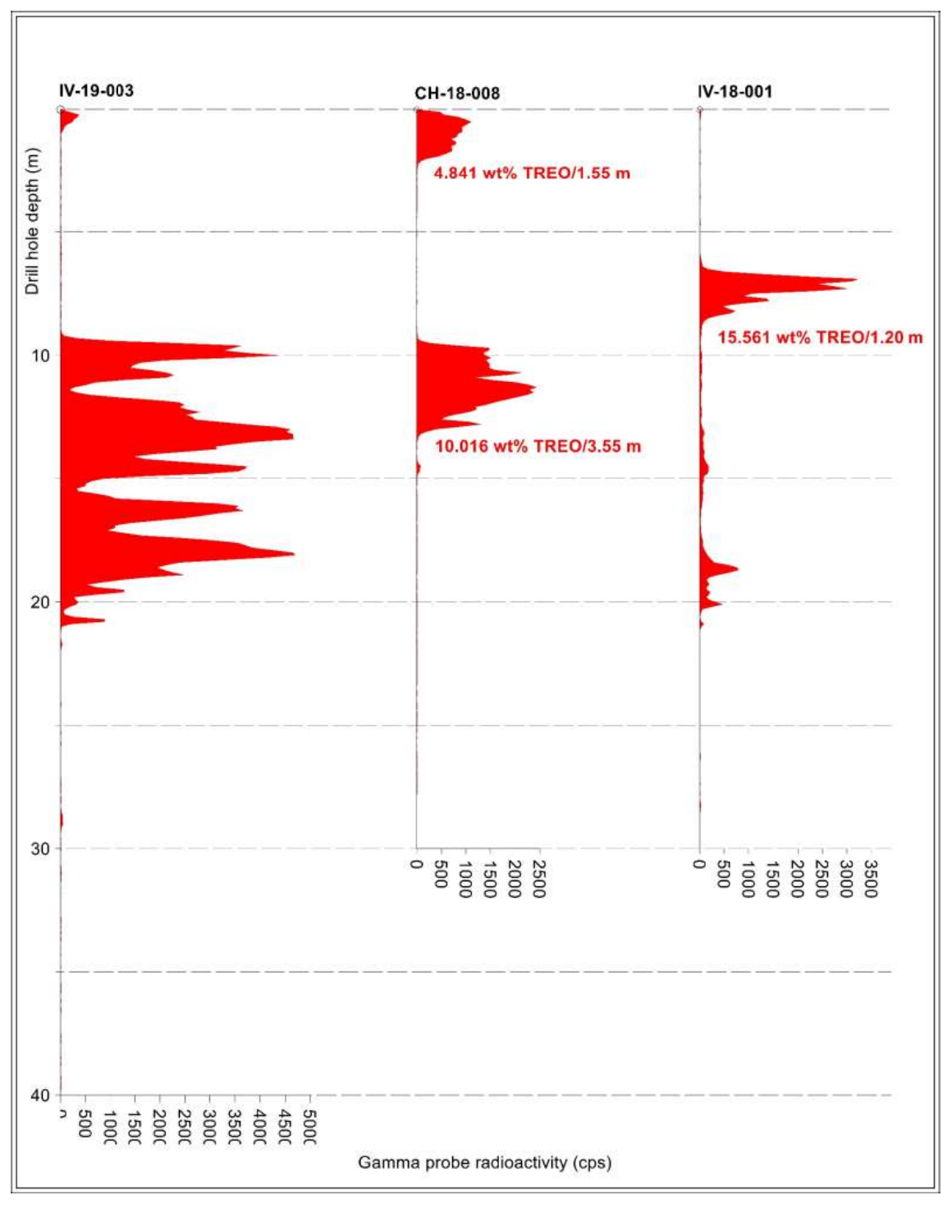IV-19-003

CH-18-008

IV-18-001

Drill hole depth (m)

10

20

30

40

4.841 wt% TREO/1.55 m

10.016 wt% TREO/3.55 m

15.561 wt% TREO/1.20 m

0 500 1000 1500 2000 2500

0 500 1000 1500 2000 2500 3000 3500

0 500 1000 1500 2000 2500 3000 3500 4000 4500 5000

Gamma probe radioactivity (cps)